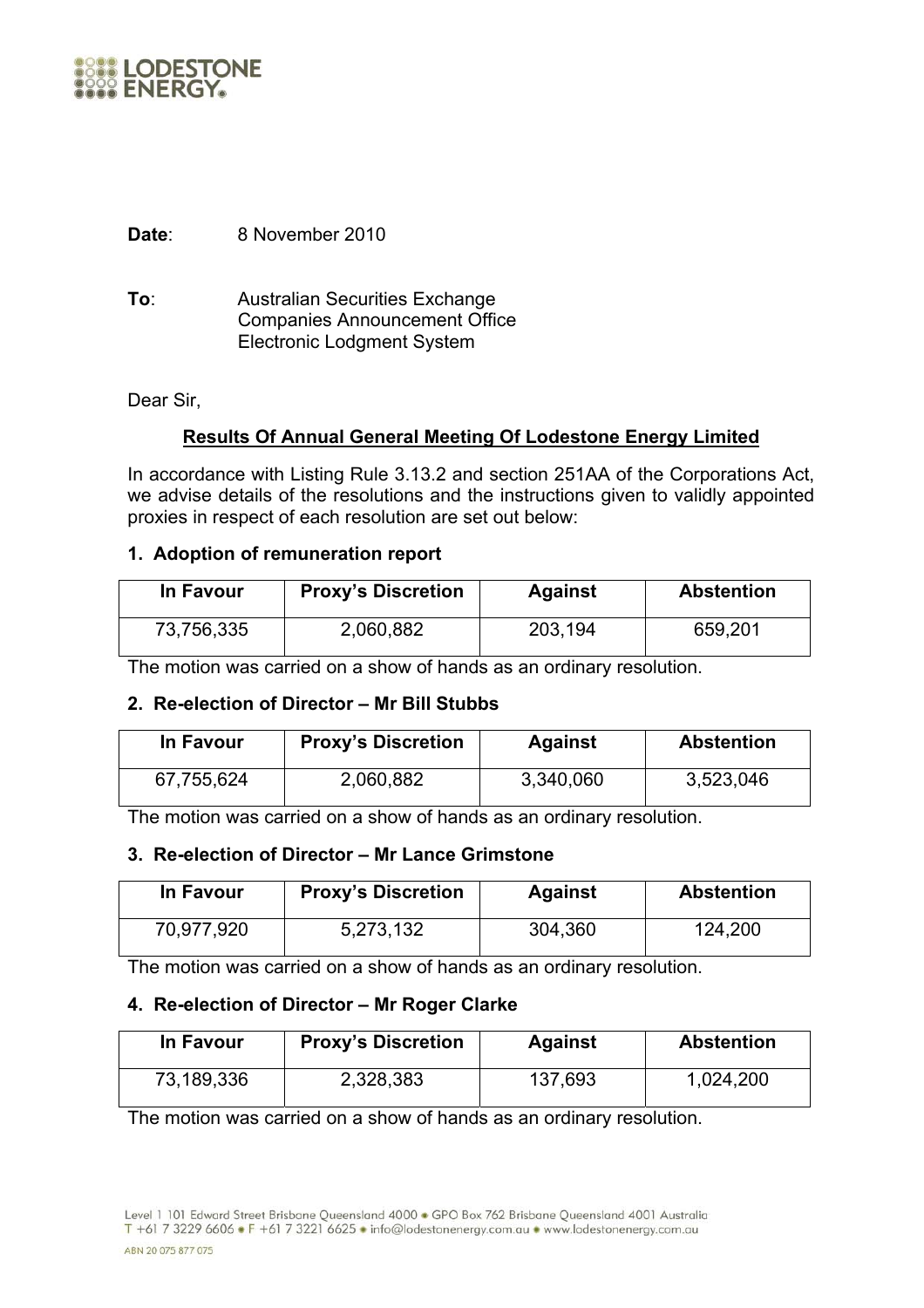**Date**: 8 November 2010

**To**: Australian Securities Exchange
Companies Announcement Office
Electronic Lodgment System

Dear Sir,

## Results Of Annual General Meeting Of Lodestone Energy Limited

In accordance with Listing Rule 3.13.2 and section 251AA of the Corporations Act, we advise details of the resolutions and the instructions given to validly appointed proxies in respect of each resolution are set out below:

### 1. Adoption of remuneration report

| In Favour | Proxy's Discretion | Against | Abstention |
|---|---|---|---|
| 73,756,335 | 2,060,882 | 203,194 | 659,201 |

The motion was carried on a show of hands as an ordinary resolution.

### 2. Re-election of Director – Mr Bill Stubbs

| In Favour | Proxy's Discretion | Against | Abstention |
|---|---|---|---|
| 67,755,624 | 2,060,882 | 3,340,060 | 3,523,046 |

The motion was carried on a show of hands as an ordinary resolution.

### 3. Re-election of Director – Mr Lance Grimstone

| In Favour | Proxy's Discretion | Against | Abstention |
|---|---|---|---|
| 70,977,920 | 5,273,132 | 304,360 | 124,200 |

The motion was carried on a show of hands as an ordinary resolution.

### 4. Re-election of Director – Mr Roger Clarke

| In Favour | Proxy's Discretion | Against | Abstention |
|---|---|---|---|
| 73,189,336 | 2,328,383 | 137,693 | 1,024,200 |

The motion was carried on a show of hands as an ordinary resolution.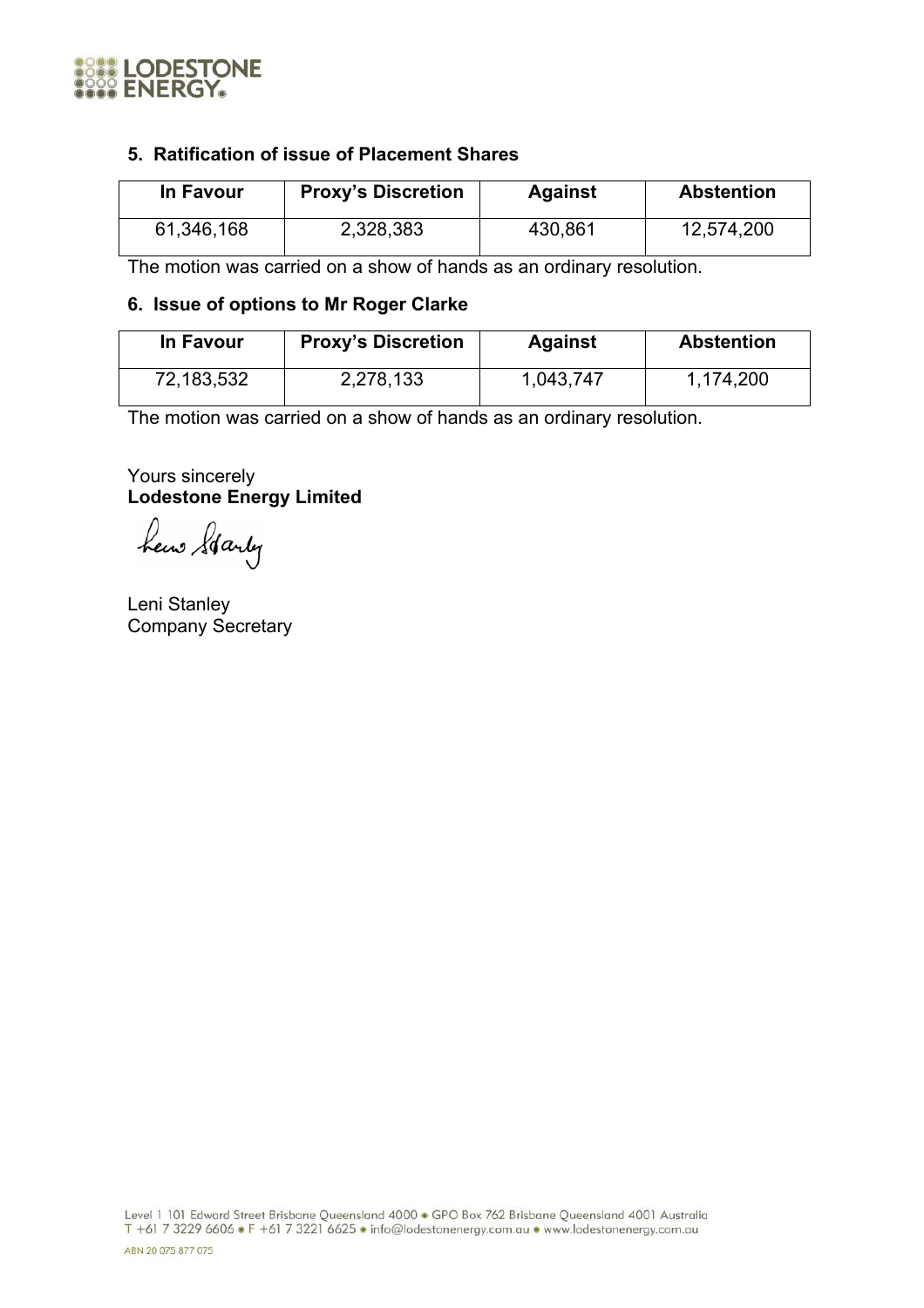### 5. Ratification of issue of Placement Shares

| In Favour | Proxy's Discretion | Against | Abstention |
| --- | --- | --- | --- |
| 61,346,168 | 2,328,383 | 430,861 | 12,574,200 |

The motion was carried on a show of hands as an ordinary resolution.

### 6. Issue of options to Mr Roger Clarke

| In Favour | Proxy's Discretion | Against | Abstention |
| --- | --- | --- | --- |
| 72,183,532 | 2,278,133 | 1,043,747 | 1,174,200 |

The motion was carried on a show of hands as an ordinary resolution.

Yours sincerely
**Lodestone Energy Limited**

Leni Stanley
Company Secretary

Level 1 101 Edward Street Brisbane Queensland 4000 • GPO Box 762 Brisbane Queensland 4001 Australia
T +61 7 3229 6606 • F +61 7 3221 6625 • info@lodestonenergy.com.au • www.lodestonenergy.com.au

ABN 20 075 877 075